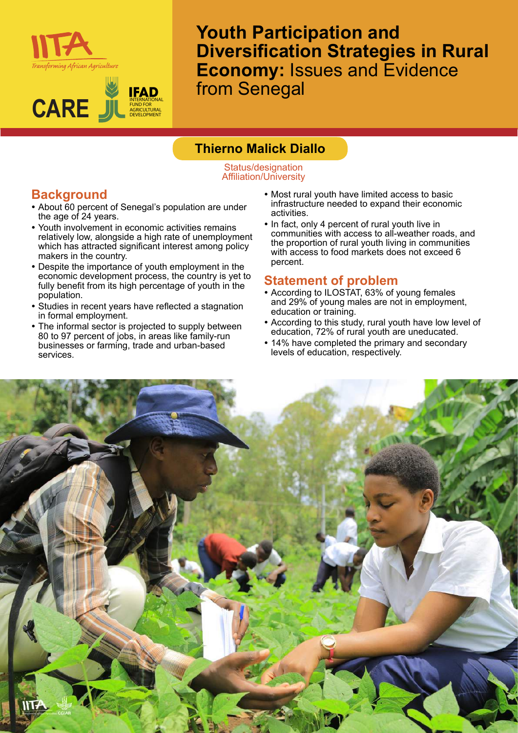# Youth Participation and Diversification Strategies in Rural Economy: Issues and Evidence from Senegal

**Thierno Malick Diallo**

Status/designation
Affiliation/University

## Background

- About 60 percent of Senegal's population are under the age of 24 years.
- Youth involvement in economic activities remains relatively low, alongside a high rate of unemployment which has attracted significant interest among policy makers in the country.
- Despite the importance of youth employment in the economic development process, the country is yet to fully benefit from its high percentage of youth in the population.
- Studies in recent years have reflected a stagnation in formal employment.
- The informal sector is projected to supply between 80 to 97 percent of jobs, in areas like family-run businesses or farming, trade and urban-based services.
- Most rural youth have limited access to basic infrastructure needed to expand their economic activities.
- In fact, only 4 percent of rural youth live in communities with access to all-weather roads, and the proportion of rural youth living in communities with access to food markets does not exceed 6 percent.

## Statement of problem

- According to ILOSTAT, 63% of young females and 29% of young males are not in employment, education or training.
- According to this study, rural youth have low level of education, 72% of rural youth are uneducated.
- 14% have completed the primary and secondary levels of education, respectively.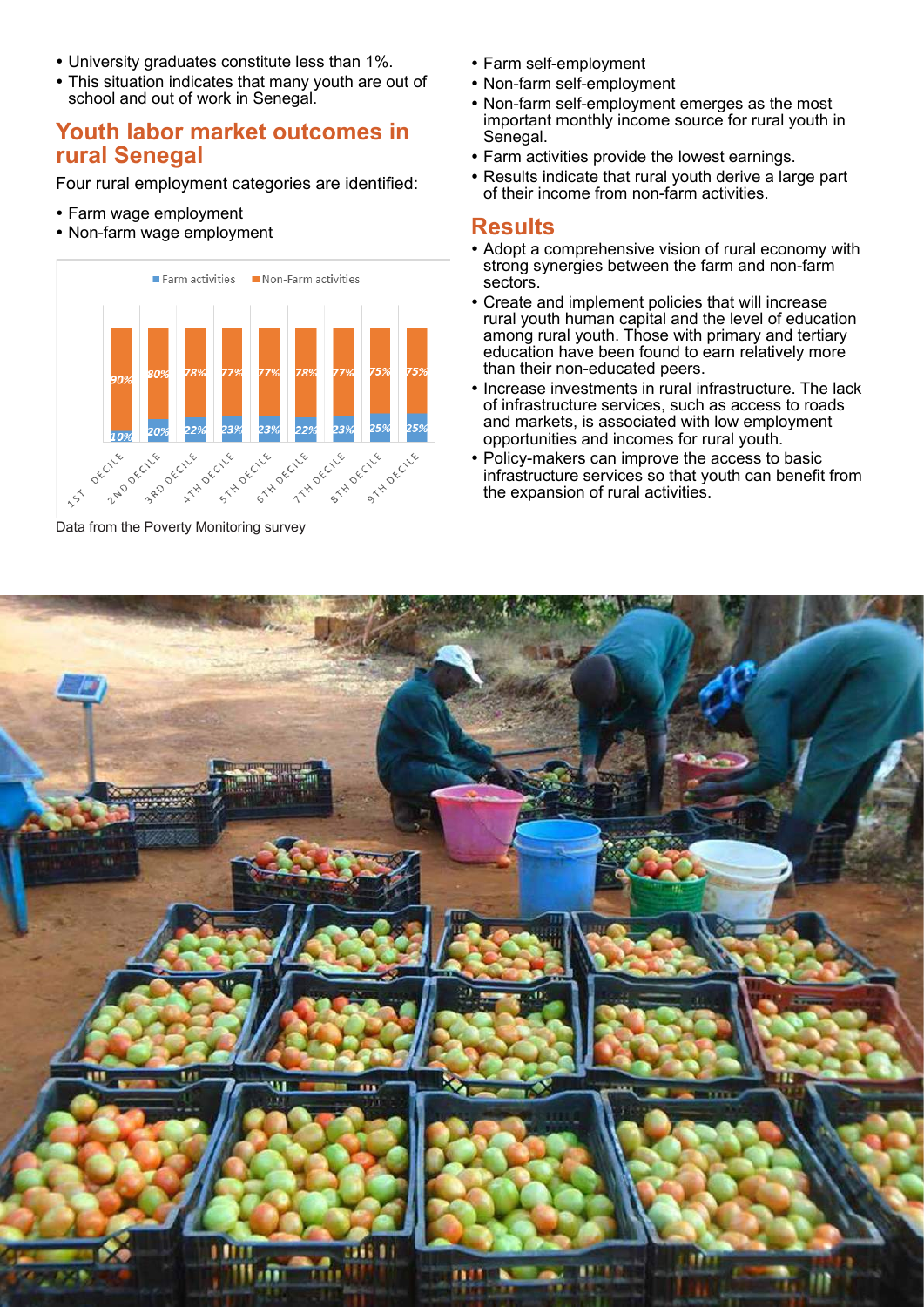- University graduates constitute less than 1%.
- This situation indicates that many youth are out of school and out of work in Senegal.

## Youth labor market outcomes in rural Senegal

Four rural employment categories are identified:

- Farm wage employment
- Non-farm wage employment
- Farm self-employment
- Non-farm self-employment
- Non-farm self-employment emerges as the most important monthly income source for rural youth in Senegal.
- Farm activities provide the lowest earnings.
- Results indicate that rural youth derive a large part of their income from non-farm activities.

Farm activities
Non-Farm activities

90%
80%
78%
77%
77%
78%
77%
75%
75%

10%
20%
22%
23%
23%
22%
23%
25%
25%

1ST DECILE
2ND DECILE
3RD DECILE
4TH DECILE
5TH DECILE
6TH DECILE
7TH DECILE
8TH DECILE
9TH DECILE

Data from the Poverty Monitoring survey

## Results

- Adopt a comprehensive vision of rural economy with strong synergies between the farm and non-farm sectors.
- Create and implement policies that will increase rural youth human capital and the level of education among rural youth. Those with primary and tertiary education have been found to earn relatively more than their non-educated peers.
- Increase investments in rural infrastructure. The lack of infrastructure services, such as access to roads and markets, is associated with low employment opportunities and incomes for rural youth.
- Policy-makers can improve the access to basic infrastructure services so that youth can benefit from the expansion of rural activities.